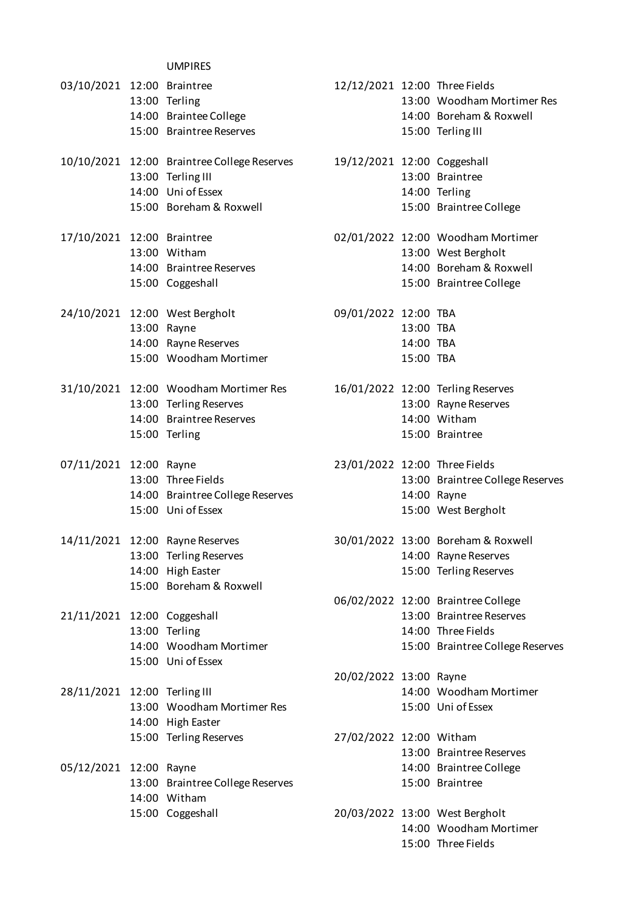# UMPIRES

| Date | Time | Team |
|---|---|---|
| 03/10/2021 | 12:00 | Braintree |
| | 13:00 | Terling |
| | 14:00 | Braintee College |
| | 15:00 | Braintree Reserves |
| 10/10/2021 | 12:00 | Braintree College Reserves |
| | 13:00 | Terling III |
| | 14:00 | Uni of Essex |
| | 15:00 | Boreham & Roxwell |
| 17/10/2021 | 12:00 | Braintree |
| | 13:00 | Witham |
| | 14:00 | Braintree Reserves |
| | 15:00 | Coggeshall |
| 24/10/2021 | 12:00 | West Bergholt |
| | 13:00 | Rayne |
| | 14:00 | Rayne Reserves |
| | 15:00 | Woodham Mortimer |
| 31/10/2021 | 12:00 | Woodham Mortimer Res |
| | 13:00 | Terling Reserves |
| | 14:00 | Braintree Reserves |
| | 15:00 | Terling |
| 07/11/2021 | 12:00 | Rayne |
| | 13:00 | Three Fields |
| | 14:00 | Braintree College Reserves |
| | 15:00 | Uni of Essex |
| 14/11/2021 | 12:00 | Rayne Reserves |
| | 13:00 | Terling Reserves |
| | 14:00 | High Easter |
| | 15:00 | Boreham & Roxwell |
| 21/11/2021 | 12:00 | Coggeshall |
| | 13:00 | Terling |
| | 14:00 | Woodham Mortimer |
| | 15:00 | Uni of Essex |
| 28/11/2021 | 12:00 | Terling III |
| | 13:00 | Woodham Mortimer Res |
| | 14:00 | High Easter |
| | 15:00 | Terling Reserves |
| 05/12/2021 | 12:00 | Rayne |
| | 13:00 | Braintree College Reserves |
| | 14:00 | Witham |
| | 15:00 | Coggeshall |
| 12/12/2021 | 12:00 | Three Fields |
| | 13:00 | Woodham Mortimer Res |
| | 14:00 | Boreham & Roxwell |
| | 15:00 | Terling III |
| 19/12/2021 | 12:00 | Coggeshall |
| | 13:00 | Braintree |
| | 14:00 | Terling |
| | 15:00 | Braintree College |
| 02/01/2022 | 12:00 | Woodham Mortimer |
| | 13:00 | West Bergholt |
| | 14:00 | Boreham & Roxwell |
| | 15:00 | Braintree College |
| 09/01/2022 | 12:00 | TBA |
| | 13:00 | TBA |
| | 14:00 | TBA |
| | 15:00 | TBA |
| 16/01/2022 | 12:00 | Terling Reserves |
| | 13:00 | Rayne Reserves |
| | 14:00 | Witham |
| | 15:00 | Braintree |
| 23/01/2022 | 12:00 | Three Fields |
| | 13:00 | Braintree College Reserves |
| | 14:00 | Rayne |
| | 15:00 | West Bergholt |
| 30/01/2022 | 13:00 | Boreham & Roxwell |
| | 14:00 | Rayne Reserves |
| | 15:00 | Terling Reserves |
| 06/02/2022 | 12:00 | Braintree College |
| | 13:00 | Braintree Reserves |
| | 14:00 | Three Fields |
| | 15:00 | Braintree College Reserves |
| 20/02/2022 | 13:00 | Rayne |
| | 14:00 | Woodham Mortimer |
| | 15:00 | Uni of Essex |
| 27/02/2022 | 12:00 | Witham |
| | 13:00 | Braintree Reserves |
| | 14:00 | Braintree College |
| | 15:00 | Braintree |
| 20/03/2022 | 13:00 | West Bergholt |
| | 14:00 | Woodham Mortimer |
| | 15:00 | Three Fields |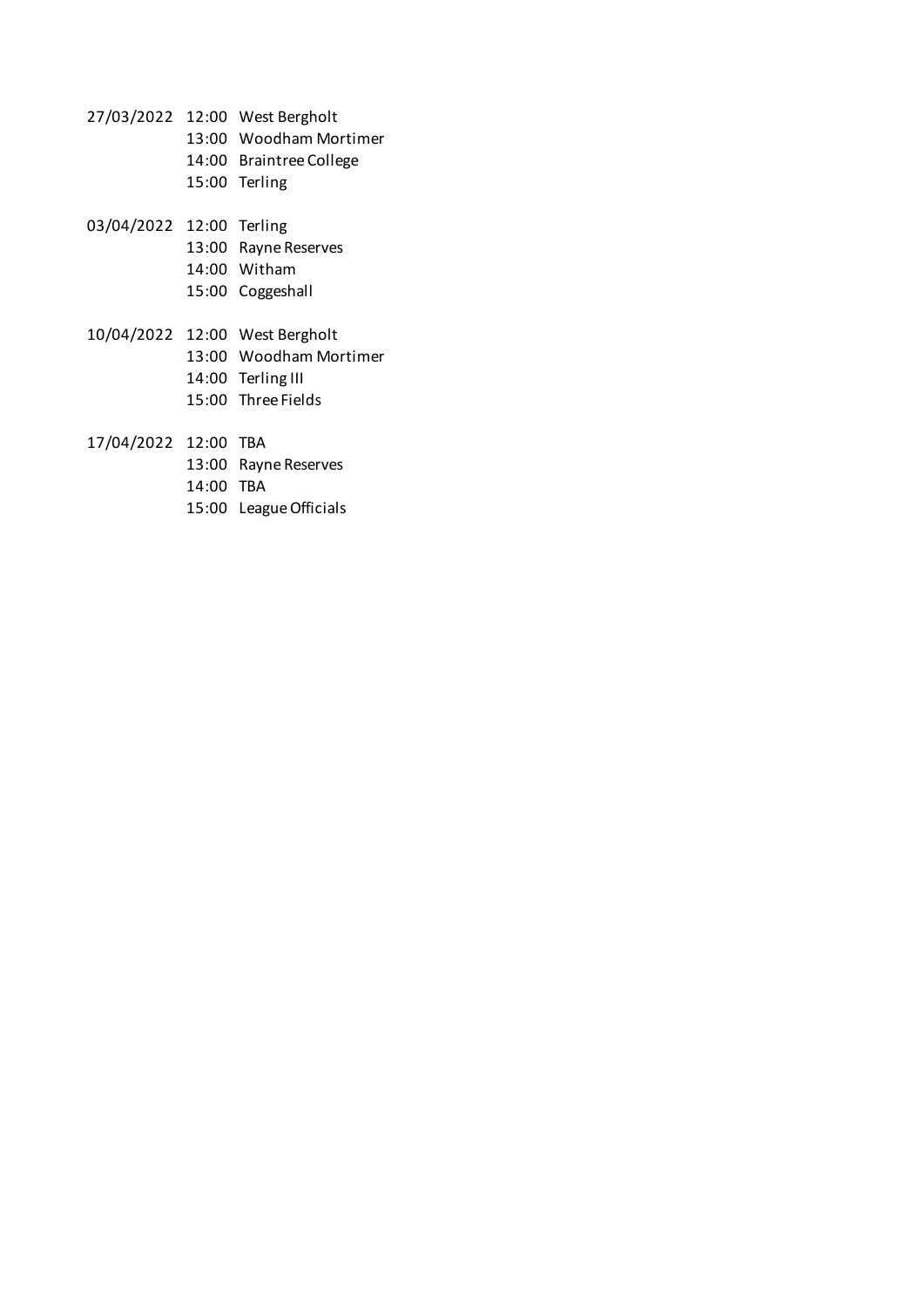| | | |
|---|---|---|
| 27/03/2022 | 12:00 | West Bergholt |
| | 13:00 | Woodham Mortimer |
| | 14:00 | Braintree College |
| | 15:00 | Terling |
| | | |
| 03/04/2022 | 12:00 | Terling |
| | 13:00 | Rayne Reserves |
| | 14:00 | Witham |
| | 15:00 | Coggeshall |
| | | |
| 10/04/2022 | 12:00 | West Bergholt |
| | 13:00 | Woodham Mortimer |
| | 14:00 | Terling III |
| | 15:00 | Three Fields |
| | | |
| 17/04/2022 | 12:00 | TBA |
| | 13:00 | Rayne Reserves |
| | 14:00 | TBA |
| | 15:00 | League Officials |